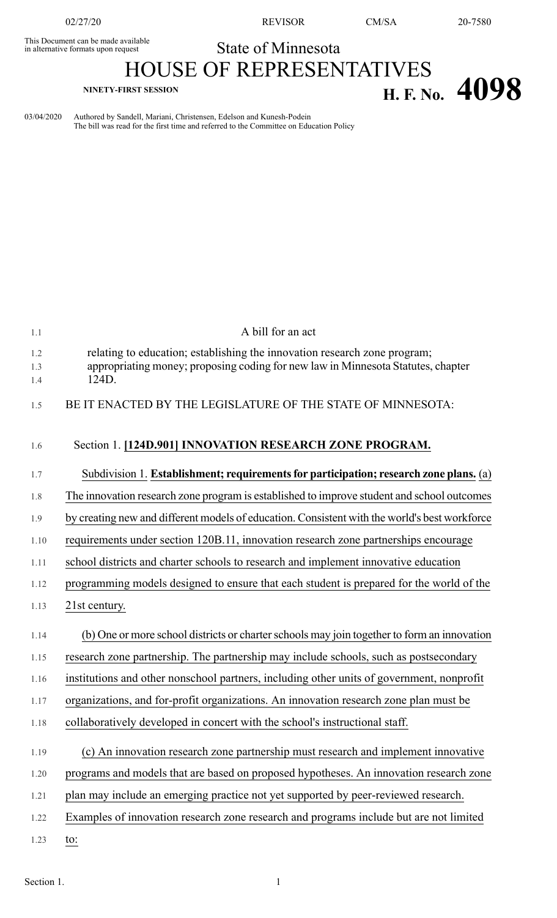This Document can be made available in alternative formats upon request

# State of Minnesota

# HOUSE OF REPRESENTATIVES

**NINETY-FIRST SESSION**

# H. F. No. 4098

03/04/2020 Authored by Sandell, Mariani, Christensen, Edelson and Kunesh-Podein
The bill was read for the first time and referred to the Committee on Education Policy

A bill for an act

relating to education; establishing the innovation research zone program; appropriating money; proposing coding for new law in Minnesota Statutes, chapter 124D.

BE IT ENACTED BY THE LEGISLATURE OF THE STATE OF MINNESOTA:

Section 1. **[124D.901] INNOVATION RESEARCH ZONE PROGRAM.**

Subdivision 1. **Establishment; requirements for participation; research zone plans.** (a) The innovation research zone program is established to improve student and school outcomes by creating new and different models of education. Consistent with the world's best workforce requirements under section 120B.11, innovation research zone partnerships encourage school districts and charter schools to research and implement innovative education programming models designed to ensure that each student is prepared for the world of the 21st century.

(b) One or more school districts or charter schools may join together to form an innovation research zone partnership. The partnership may include schools, such as postsecondary institutions and other nonschool partners, including other units of government, nonprofit organizations, and for-profit organizations. An innovation research zone plan must be collaboratively developed in concert with the school's instructional staff.

(c) An innovation research zone partnership must research and implement innovative programs and models that are based on proposed hypotheses. An innovation research zone plan may include an emerging practice not yet supported by peer-reviewed research. Examples of innovation research zone research and programs include but are not limited to: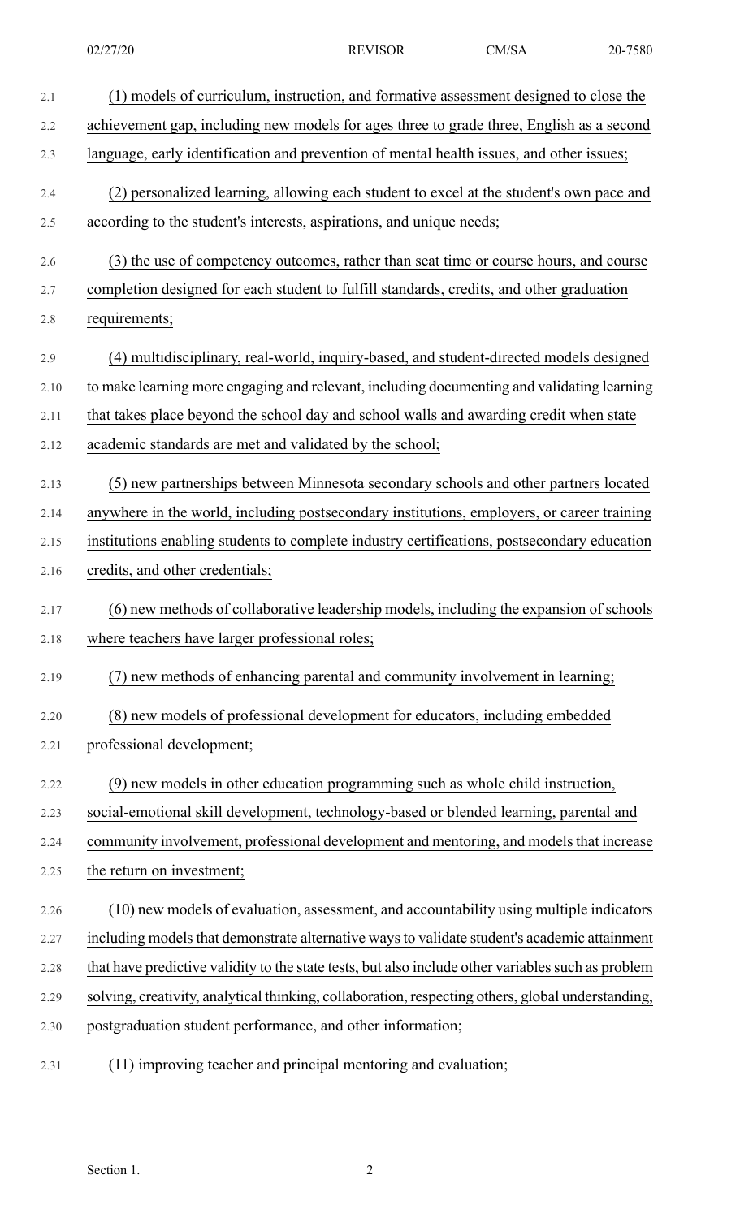(1) models of curriculum, instruction, and formative assessment designed to close the achievement gap, including new models for ages three to grade three, English as a second language, early identification and prevention of mental health issues, and other issues;

(2) personalized learning, allowing each student to excel at the student's own pace and according to the student's interests, aspirations, and unique needs;

(3) the use of competency outcomes, rather than seat time or course hours, and course completion designed for each student to fulfill standards, credits, and other graduation requirements;

(4) multidisciplinary, real-world, inquiry-based, and student-directed models designed to make learning more engaging and relevant, including documenting and validating learning that takes place beyond the school day and school walls and awarding credit when state academic standards are met and validated by the school;

(5) new partnerships between Minnesota secondary schools and other partners located anywhere in the world, including postsecondary institutions, employers, or career training institutions enabling students to complete industry certifications, postsecondary education credits, and other credentials;

(6) new methods of collaborative leadership models, including the expansion of schools where teachers have larger professional roles;

(7) new methods of enhancing parental and community involvement in learning;

(8) new models of professional development for educators, including embedded professional development;

(9) new models in other education programming such as whole child instruction, social-emotional skill development, technology-based or blended learning, parental and community involvement, professional development and mentoring, and models that increase the return on investment;

(10) new models of evaluation, assessment, and accountability using multiple indicators including models that demonstrate alternative ways to validate student's academic attainment that have predictive validity to the state tests, but also include other variables such as problem solving, creativity, analytical thinking, collaboration, respecting others, global understanding, postgraduation student performance, and other information;

(11) improving teacher and principal mentoring and evaluation;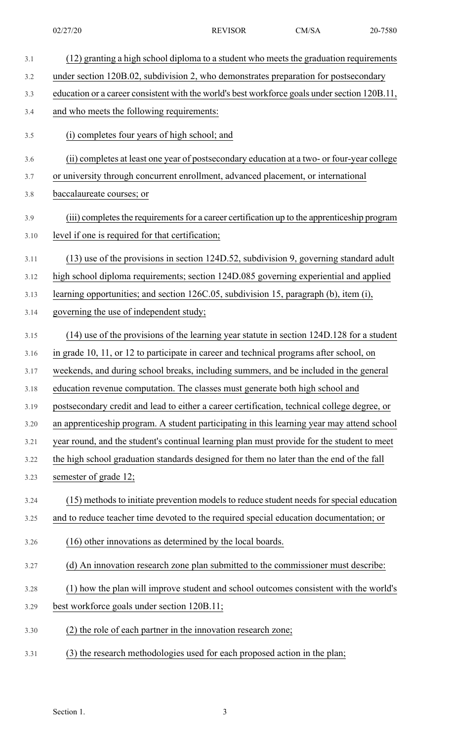(12) granting a high school diploma to a student who meets the graduation requirements under section 120B.02, subdivision 2, who demonstrates preparation for postsecondary education or a career consistent with the world's best workforce goals under section 120B.11, and who meets the following requirements:

(i) completes four years of high school; and

(ii) completes at least one year of postsecondary education at a two- or four-year college or university through concurrent enrollment, advanced placement, or international baccalaureate courses; or

(iii) completes the requirements for a career certification up to the apprenticeship program level if one is required for that certification;

(13) use of the provisions in section 124D.52, subdivision 9, governing standard adult high school diploma requirements; section 124D.085 governing experiential and applied learning opportunities; and section 126C.05, subdivision 15, paragraph (b), item (i), governing the use of independent study;

(14) use of the provisions of the learning year statute in section 124D.128 for a student in grade 10, 11, or 12 to participate in career and technical programs after school, on weekends, and during school breaks, including summers, and be included in the general education revenue computation. The classes must generate both high school and postsecondary credit and lead to either a career certification, technical college degree, or an apprenticeship program. A student participating in this learning year may attend school year round, and the student's continual learning plan must provide for the student to meet the high school graduation standards designed for them no later than the end of the fall semester of grade 12;

(15) methods to initiate prevention models to reduce student needs for special education and to reduce teacher time devoted to the required special education documentation; or

(16) other innovations as determined by the local boards.

(d) An innovation research zone plan submitted to the commissioner must describe:

(1) how the plan will improve student and school outcomes consistent with the world's best workforce goals under section 120B.11;

(2) the role of each partner in the innovation research zone;

(3) the research methodologies used for each proposed action in the plan;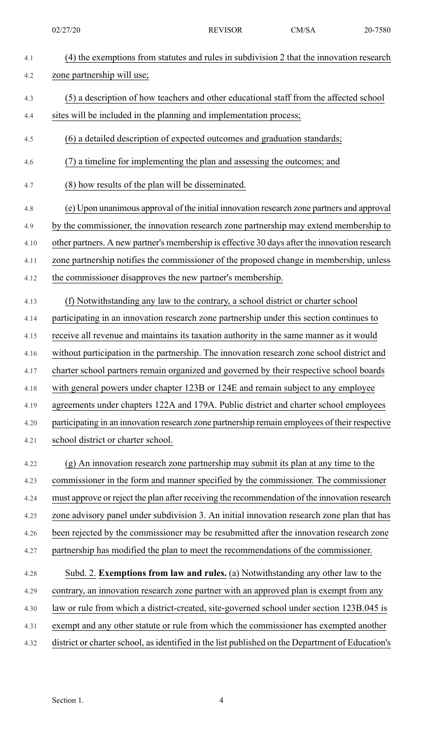(4) the exemptions from statutes and rules in subdivision 2 that the innovation research zone partnership will use;

(5) a description of how teachers and other educational staff from the affected school sites will be included in the planning and implementation process;

(6) a detailed description of expected outcomes and graduation standards;

(7) a timeline for implementing the plan and assessing the outcomes; and

(8) how results of the plan will be disseminated.

(e) Upon unanimous approval of the initial innovation research zone partners and approval by the commissioner, the innovation research zone partnership may extend membership to other partners. A new partner's membership is effective 30 days after the innovation research zone partnership notifies the commissioner of the proposed change in membership, unless the commissioner disapproves the new partner's membership.

(f) Notwithstanding any law to the contrary, a school district or charter school participating in an innovation research zone partnership under this section continues to receive all revenue and maintains its taxation authority in the same manner as it would without participation in the partnership. The innovation research zone school district and charter school partners remain organized and governed by their respective school boards with general powers under chapter 123B or 124E and remain subject to any employee agreements under chapters 122A and 179A. Public district and charter school employees participating in an innovation research zone partnership remain employees of their respective school district or charter school.

(g) An innovation research zone partnership may submit its plan at any time to the commissioner in the form and manner specified by the commissioner. The commissioner must approve or reject the plan after receiving the recommendation of the innovation research zone advisory panel under subdivision 3. An initial innovation research zone plan that has been rejected by the commissioner may be resubmitted after the innovation research zone partnership has modified the plan to meet the recommendations of the commissioner.

Subd. 2. **Exemptions from law and rules.** (a) Notwithstanding any other law to the contrary, an innovation research zone partner with an approved plan is exempt from any law or rule from which a district-created, site-governed school under section 123B.045 is exempt and any other statute or rule from which the commissioner has exempted another district or charter school, as identified in the list published on the Department of Education's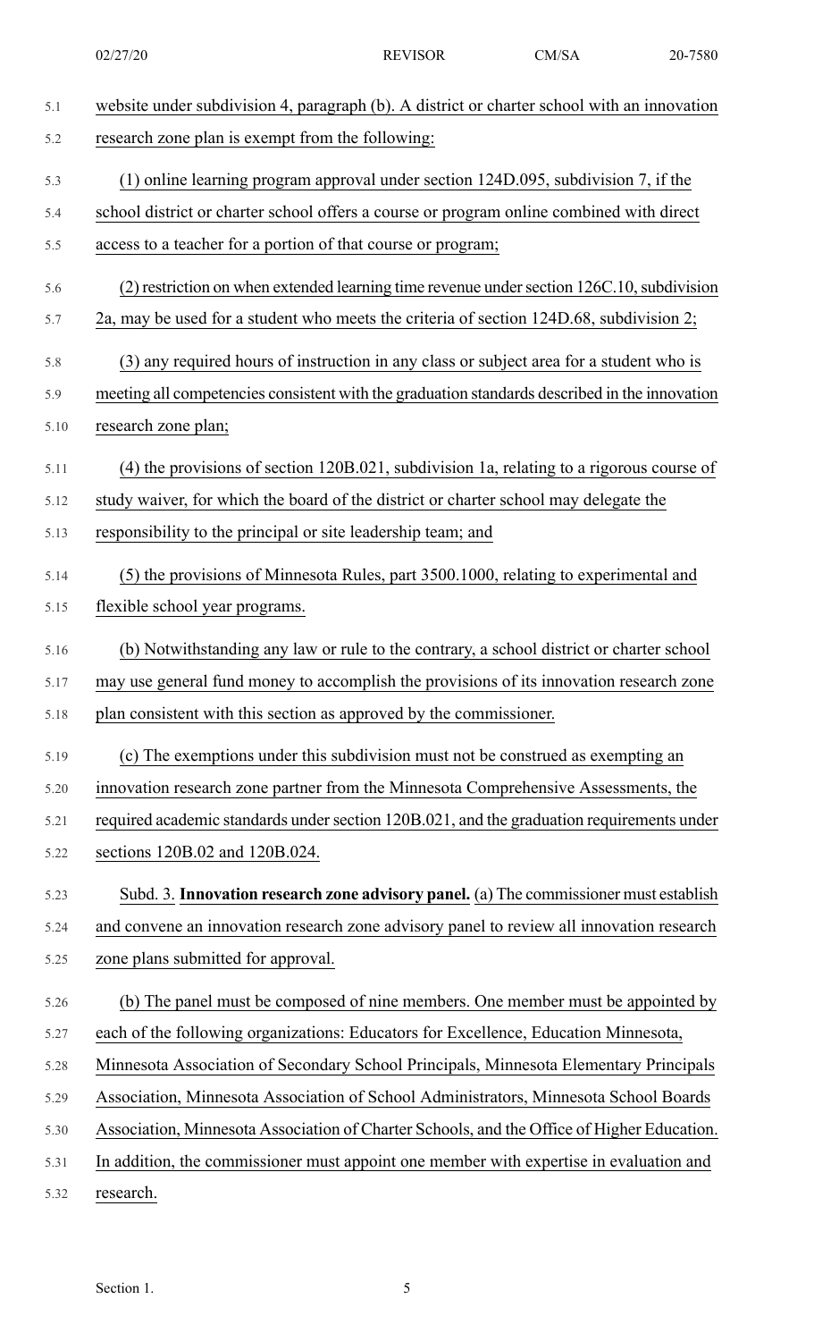website under subdivision 4, paragraph (b). A district or charter school with an innovation research zone plan is exempt from the following:

(1) online learning program approval under section 124D.095, subdivision 7, if the school district or charter school offers a course or program online combined with direct access to a teacher for a portion of that course or program;

(2) restriction on when extended learning time revenue under section 126C.10, subdivision 2a, may be used for a student who meets the criteria of section 124D.68, subdivision 2;

(3) any required hours of instruction in any class or subject area for a student who is meeting all competencies consistent with the graduation standards described in the innovation research zone plan;

(4) the provisions of section 120B.021, subdivision 1a, relating to a rigorous course of study waiver, for which the board of the district or charter school may delegate the responsibility to the principal or site leadership team; and

(5) the provisions of Minnesota Rules, part 3500.1000, relating to experimental and flexible school year programs.

(b) Notwithstanding any law or rule to the contrary, a school district or charter school may use general fund money to accomplish the provisions of its innovation research zone plan consistent with this section as approved by the commissioner.

(c) The exemptions under this subdivision must not be construed as exempting an innovation research zone partner from the Minnesota Comprehensive Assessments, the required academic standards under section 120B.021, and the graduation requirements under sections 120B.02 and 120B.024.

Subd. 3. **Innovation research zone advisory panel.** (a) The commissioner must establish and convene an innovation research zone advisory panel to review all innovation research zone plans submitted for approval.

(b) The panel must be composed of nine members. One member must be appointed by each of the following organizations: Educators for Excellence, Education Minnesota, Minnesota Association of Secondary School Principals, Minnesota Elementary Principals Association, Minnesota Association of School Administrators, Minnesota School Boards Association, Minnesota Association of Charter Schools, and the Office of Higher Education. In addition, the commissioner must appoint one member with expertise in evaluation and research.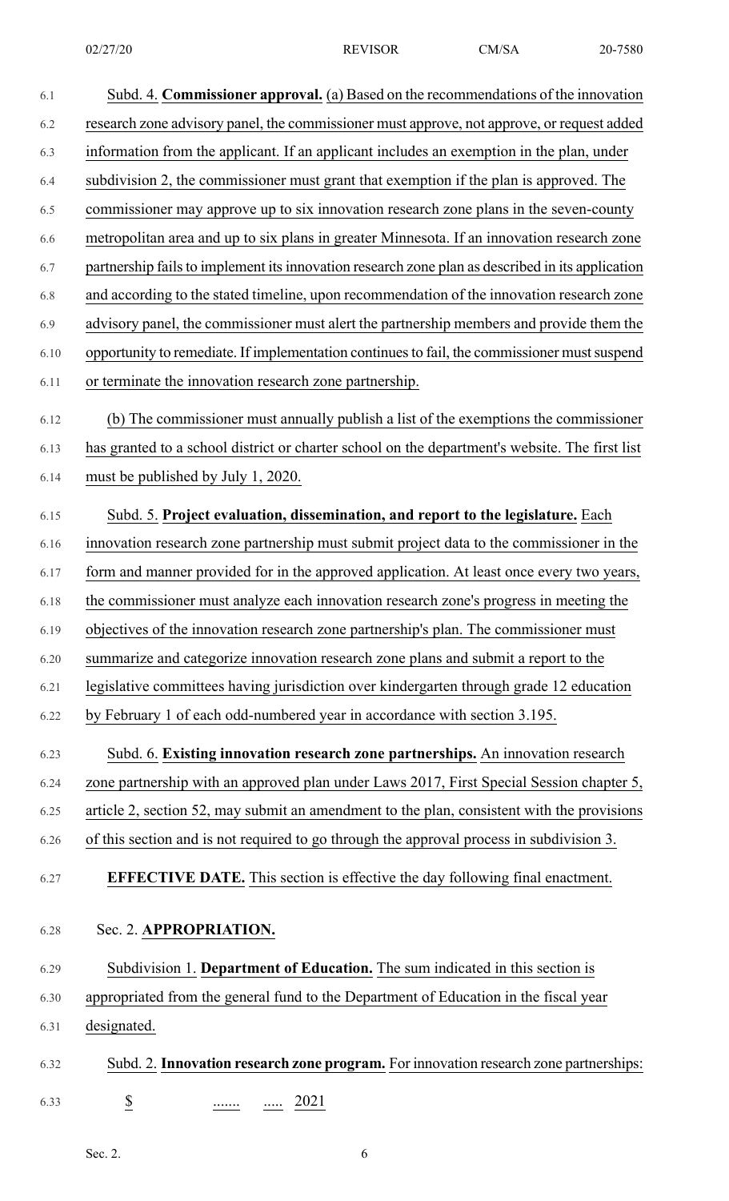Subd. 4. **Commissioner approval.** (a) Based on the recommendations of the innovation research zone advisory panel, the commissioner must approve, not approve, or request added information from the applicant. If an applicant includes an exemption in the plan, under subdivision 2, the commissioner must grant that exemption if the plan is approved. The commissioner may approve up to six innovation research zone plans in the seven-county metropolitan area and up to six plans in greater Minnesota. If an innovation research zone partnership fails to implement its innovation research zone plan as described in its application and according to the stated timeline, upon recommendation of the innovation research zone advisory panel, the commissioner must alert the partnership members and provide them the opportunity to remediate. If implementation continues to fail, the commissioner must suspend or terminate the innovation research zone partnership.

(b) The commissioner must annually publish a list of the exemptions the commissioner has granted to a school district or charter school on the department's website. The first list must be published by July 1, 2020.

Subd. 5. **Project evaluation, dissemination, and report to the legislature.** Each innovation research zone partnership must submit project data to the commissioner in the form and manner provided for in the approved application. At least once every two years, the commissioner must analyze each innovation research zone's progress in meeting the objectives of the innovation research zone partnership's plan. The commissioner must summarize and categorize innovation research zone plans and submit a report to the legislative committees having jurisdiction over kindergarten through grade 12 education by February 1 of each odd-numbered year in accordance with section 3.195.

Subd. 6. **Existing innovation research zone partnerships.** An innovation research zone partnership with an approved plan under Laws 2017, First Special Session chapter 5, article 2, section 52, may submit an amendment to the plan, consistent with the provisions of this section and is not required to go through the approval process in subdivision 3.

**EFFECTIVE DATE.** This section is effective the day following final enactment.

Sec. 2. **APPROPRIATION.**

Subdivision 1. **Department of Education.** The sum indicated in this section is appropriated from the general fund to the Department of Education in the fiscal year designated.

Subd. 2. **Innovation research zone program.** For innovation research zone partnerships:

$ ....... ..... 2021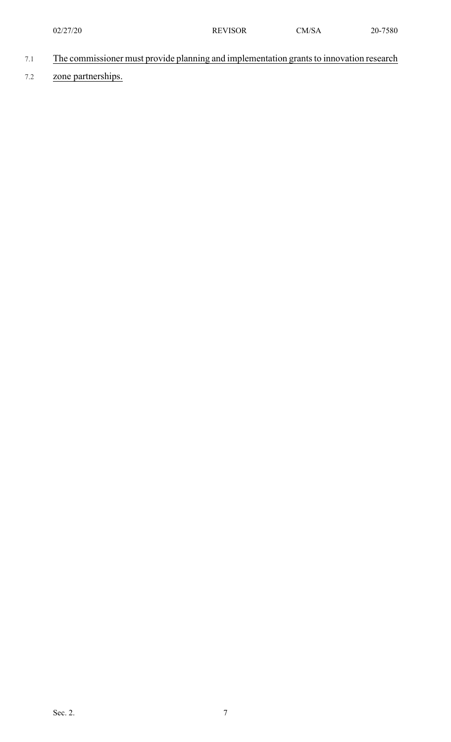The commissioner must provide planning and implementation grants to innovation research zone partnerships.